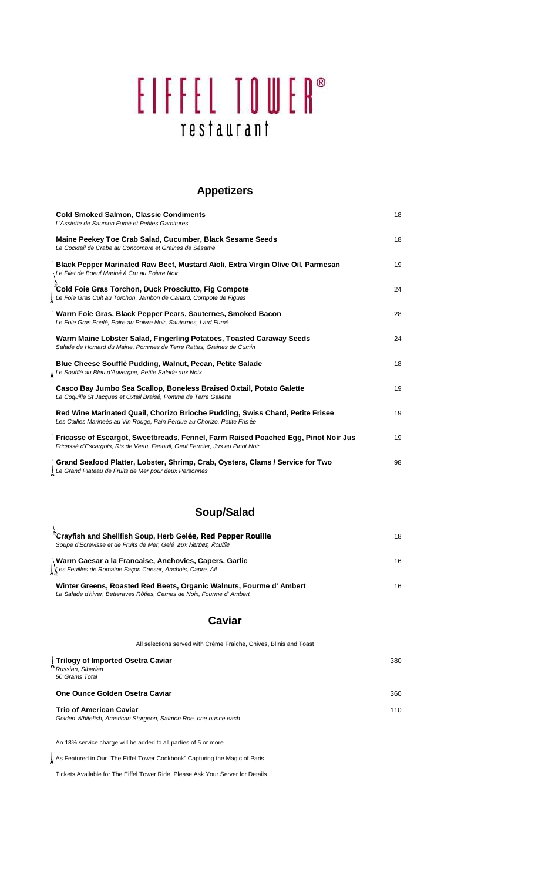# EIFFEL TOWER®
restaurant

## Appetizers

**Cold Smoked Salmon, Classic Condiments** 18
*L'Assiette de Saumon Fumé et Petites Garnitures*

**Maine Peekey Toe Crab Salad, Cucumber, Black Sesame Seeds** 18
*Le Cocktail de Crabe au Concombre et Graines de Sésame*

**Black Pepper Marinated Raw Beef, Mustard Aïoli, Extra Virgin Olive Oil, Parmesan** 19
*Le Filet de Boeuf Mariné à Cru au Poivre Noir*

**Cold Foie Gras Torchon, Duck Prosciutto, Fig Compote** 24
*Le Foie Gras Cuit au Torchon, Jambon de Canard, Compote de Figues*

**Warm Foie Gras, Black Pepper Pears, Sauternes, Smoked Bacon** 28
*Le Foie Gras Poelé, Poire au Poivre Noir, Sauternes, Lard Fumé*

**Warm Maine Lobster Salad, Fingerling Potatoes, Toasted Caraway Seeds** 24
*Salade de Homard du Maine, Pommes de Terre Rattes, Graines de Cumin*

**Blue Cheese Soufflé Pudding, Walnut, Pecan, Petite Salade** 18
*Le Soufflé au Bleu d'Auvergne, Petite Salade aux Noix*

**Casco Bay Jumbo Sea Scallop, Boneless Braised Oxtail, Potato Galette** 19
*La Coquille St Jacques et Oxtail Braisé, Pomme de Terre Gallette*

**Red Wine Marinated Quail, Chorizo Brioche Pudding, Swiss Chard, Petite Frisee** 19
*Les Cailles Marineés au Vin Rouge, Pain Perdue au Chorizo, Petite Fris ée*

**Fricasse of Escargot, Sweetbreads, Fennel, Farm Raised Poached Egg, Pinot Noir Jus** 19
*Fricassé d'Escargots, Ris de Veau, Fenouil, Oeuf Fermier, Jus au Pinot Noir*

**Grand Seafood Platter, Lobster, Shrimp, Crab, Oysters, Clams / Service for Two** 98
*Le Grand Plateau de Fruits de Mer pour deux Personnes*

## Soup/Salad

**Crayfish and Shellfish Soup, Herb Gelée, Red Pepper Rouille** 18
*Soupe d'Ecrevisse et de Fruits de Mer, Gelé aux Herbes, Rouille*

**Warm Caesar a la Francaise, Anchovies, Capers, Garlic** 16
*Les Feuilles de Romaine Façon Caesar, Anchois, Capre, Ail*

**Winter Greens, Roasted Red Beets, Organic Walnuts, Fourme d' Ambert** 16
*La Salade d'hiver, Betteraves Rôties, Cernes de Noix, Fourme d' Ambert*

## Caviar

All selections served with Crème Fraîche, Chives, Blinis and Toast

**Trilogy of Imported Osetra Caviar** 380
*Russian, Siberian*
*50 Grams Total*

**One Ounce Golden Osetra Caviar** 360

**Trio of American Caviar** 110
*Golden Whitefish, American Sturgeon, Salmon Roe, one ounce each*

An 18% service charge will be added to all parties of 5 or more

As Featured in Our "The Eiffel Tower Cookbook" Capturing the Magic of Paris

Tickets Available for The Eiffel Tower Ride, Please Ask Your Server for Details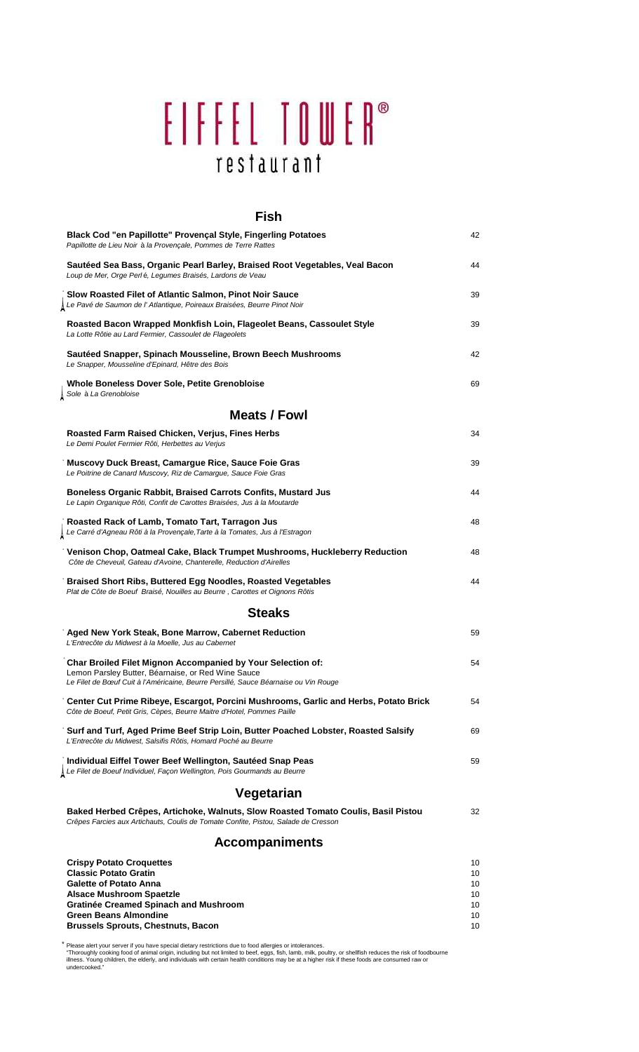# EIFFEL TOWER®
## restaurant

## Fish

**Black Cod "en Papillotte" Provençal Style, Fingerling Potatoes** 42
*Papillotte de Lieu Noir à la Provençale, Pommes de Terre Rattes*

**Sautéed Sea Bass, Organic Pearl Barley, Braised Root Vegetables, Veal Bacon** 44
*Loup de Mer, Orge Perl è, Legumes Braisés, Lardons de Veau*

**Slow Roasted Filet of Atlantic Salmon, Pinot Noir Sauce** 39
*Le Pavé de Saumon de l' Atlantique, Poireaux Braisées, Beurre Pinot Noir*

**Roasted Bacon Wrapped Monkfish Loin, Flageolet Beans, Cassoulet Style** 39
*La Lotte Rôtie au Lard Fermier, Cassoulet de Flageolets*

**Sautéed Snapper, Spinach Mousseline, Brown Beech Mushrooms** 42
*Le Snapper, Mousseline d'Epinard, Hêtre des Bois*

**Whole Boneless Dover Sole, Petite Grenobloise** 69
*Sole à La Grenobloise*

## Meats / Fowl

**Roasted Farm Raised Chicken, Verjus, Fines Herbs** 34
*Le Demi Poulet Fermier Rôti, Herbettes au Verjus*

**Muscovy Duck Breast, Camargue Rice, Sauce Foie Gras** 39
*Le Poitrine de Canard Muscovy, Riz de Camargue, Sauce Foie Gras*

**Boneless Organic Rabbit, Braised Carrots Confits, Mustard Jus** 44
*Le Lapin Organique Rôti, Confit de Carottes Braisées, Jus à la Moutarde*

**Roasted Rack of Lamb, Tomato Tart, Tarragon Jus** 48
*Le Carré d'Agneau Rôti à la Provençale,Tarte à la Tomates, Jus à l'Estragon*

**Venison Chop, Oatmeal Cake, Black Trumpet Mushrooms, Huckleberry Reduction** 48
*Côte de Cheveuil, Gateau d'Avoine, Chanterelle, Reduction d'Airelles*

**Braised Short Ribs, Buttered Egg Noodles, Roasted Vegetables** 44
*Plat de Côte de Boeuf Braisé, Nouilles au Beurre , Carottes et Oignons Rôtis*

## Steaks

**Aged New York Steak, Bone Marrow, Cabernet Reduction** 59
*L'Entrecôte du Midwest à la Moelle, Jus au Cabernet*

**Char Broiled Filet Mignon Accompanied by Your Selection of:** 54
Lemon Parsley Butter, Béarnaise, or Red Wine Sauce
*Le Filet de Bœuf Cuit à l'Américaine, Beurre Persillé, Sauce Béarnaise ou Vin Rouge*

**Center Cut Prime Ribeye, Escargot, Porcini Mushrooms, Garlic and Herbs, Potato Brick** 54
*Côte de Boeuf, Petit Gris, Cèpes, Beurre Maitre d'Hotel, Pommes Paille*

**Surf and Turf, Aged Prime Beef Strip Loin, Butter Poached Lobster, Roasted Salsify** 69
*L'Entrecôte du Midwest, Salsifis Rôtis, Homard Poché au Beurre*

**Individual Eiffel Tower Beef Wellington, Sautéed Snap Peas** 59
*Le Filet de Boeuf Individuel, Façon Wellington, Pois Gourmands au Beurre*

## Vegetarian

**Baked Herbed Crêpes, Artichoke, Walnuts, Slow Roasted Tomato Coulis, Basil Pistou** 32
*Crêpes Farcies aux Artichauts, Coulis de Tomate Confite, Pistou, Salade de Cresson*

## Accompaniments

| | |
|---|---|
| **Crispy Potato Croquettes** | 10 |
| **Classic Potato Gratin** | 10 |
| **Galette of Potato Anna** | 10 |
| **Alsace Mushroom Spaetzle** | 10 |
| **Gratinée Creamed Spinach and Mushroom** | 10 |
| **Green Beans Almondine** | 10 |
| **Brussels Sprouts, Chestnuts, Bacon** | 10 |

* Please alert your server if you have special dietary restrictions due to food allergies or intolerances.
"Thoroughly cooking food of animal origin, including but not limited to beef, eggs, fish, lamb, milk, poultry, or shellfish reduces the risk of foodbourne illness. Young children, the elderly, and individuals with certain health conditions may be at a higher risk if these foods are consumed raw or undercooked."